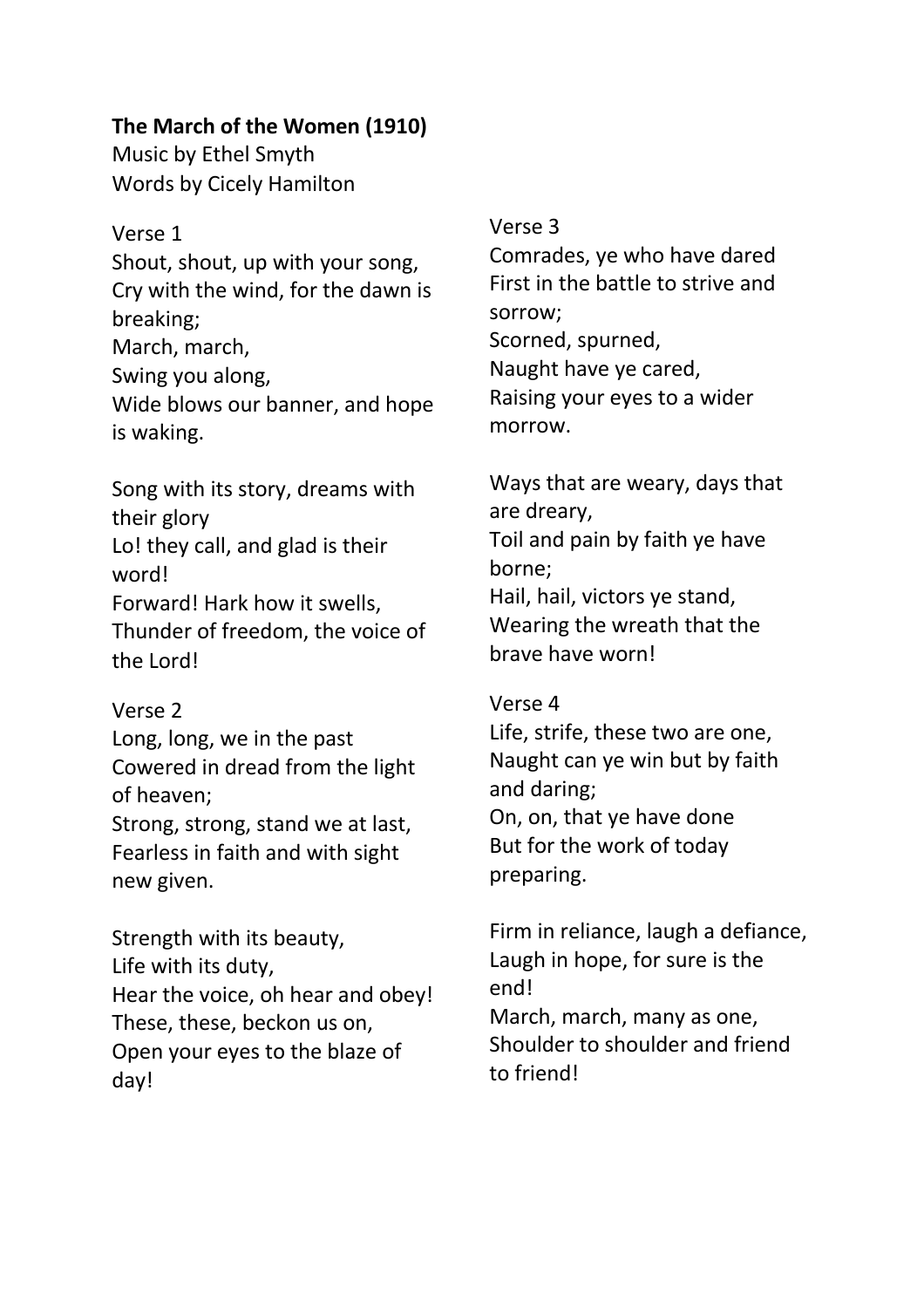**The March of the Women (1910)**
Music by Ethel Smyth
Words by Cicely Hamilton

Verse 1
Shout, shout, up with your song,
Cry with the wind, for the dawn is breaking;
March, march,
Swing you along,
Wide blows our banner, and hope is waking.

Song with its story, dreams with their glory
Lo! they call, and glad is their word!
Forward! Hark how it swells,
Thunder of freedom, the voice of the Lord!

Verse 2
Long, long, we in the past
Cowered in dread from the light of heaven;
Strong, strong, stand we at last,
Fearless in faith and with sight new given.

Strength with its beauty,
Life with its duty,
Hear the voice, oh hear and obey!
These, these, beckon us on,
Open your eyes to the blaze of day!

Verse 3
Comrades, ye who have dared
First in the battle to strive and sorrow;
Scorned, spurned,
Naught have ye cared,
Raising your eyes to a wider morrow.

Ways that are weary, days that are dreary,
Toil and pain by faith ye have borne;
Hail, hail, victors ye stand,
Wearing the wreath that the brave have worn!

Verse 4
Life, strife, these two are one,
Naught can ye win but by faith and daring;
On, on, that ye have done
But for the work of today preparing.

Firm in reliance, laugh a defiance,
Laugh in hope, for sure is the end!
March, march, many as one,
Shoulder to shoulder and friend to friend!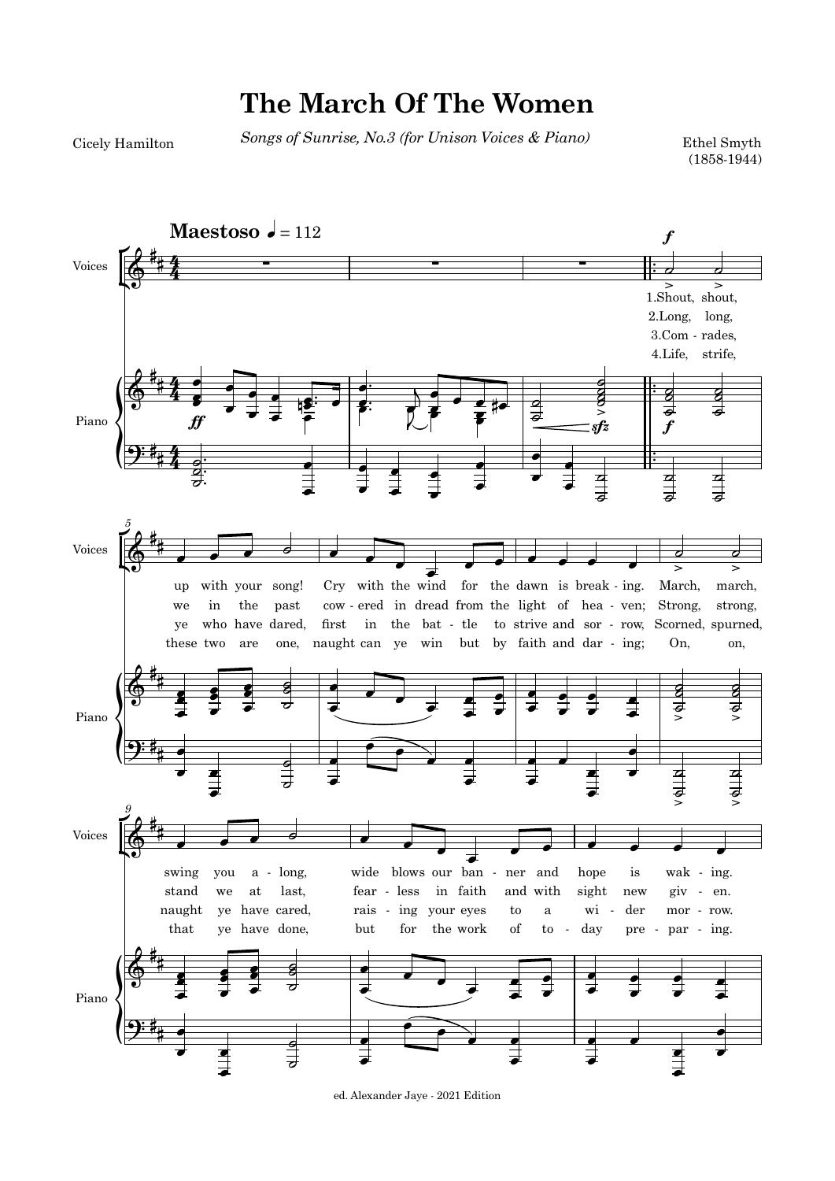# The March Of The Women

*Songs of Sunrise, No.3 (for Unison Voices & Piano)*

Cicely Hamilton

Ethel Smyth
(1858-1944)

**Maestoso** ♩ = 112

1. Shout, shout, up with your song! Cry with the wind for the dawn is break - ing. March, march, swing you a - long, wide blows our ban - ner and hope is wak - ing.
2. Long, long, we in the past cow - ered in dread from the light of hea - ven; Strong, strong, stand we at last, fear - less in faith and with sight new giv - en.
3. Com - rades, ye who have dared, first in the bat - tle to strive and sor - row, Scorned, spurned, naught ye have cared, rais - ing your eyes to a wi - der mor - row.
4. Life, strife, these two are one, naught can ye win but by faith and dar - ing; On, on, that ye have done, but for the work of to - day pre - par - ing.

ed. Alexander Jaye - 2021 Edition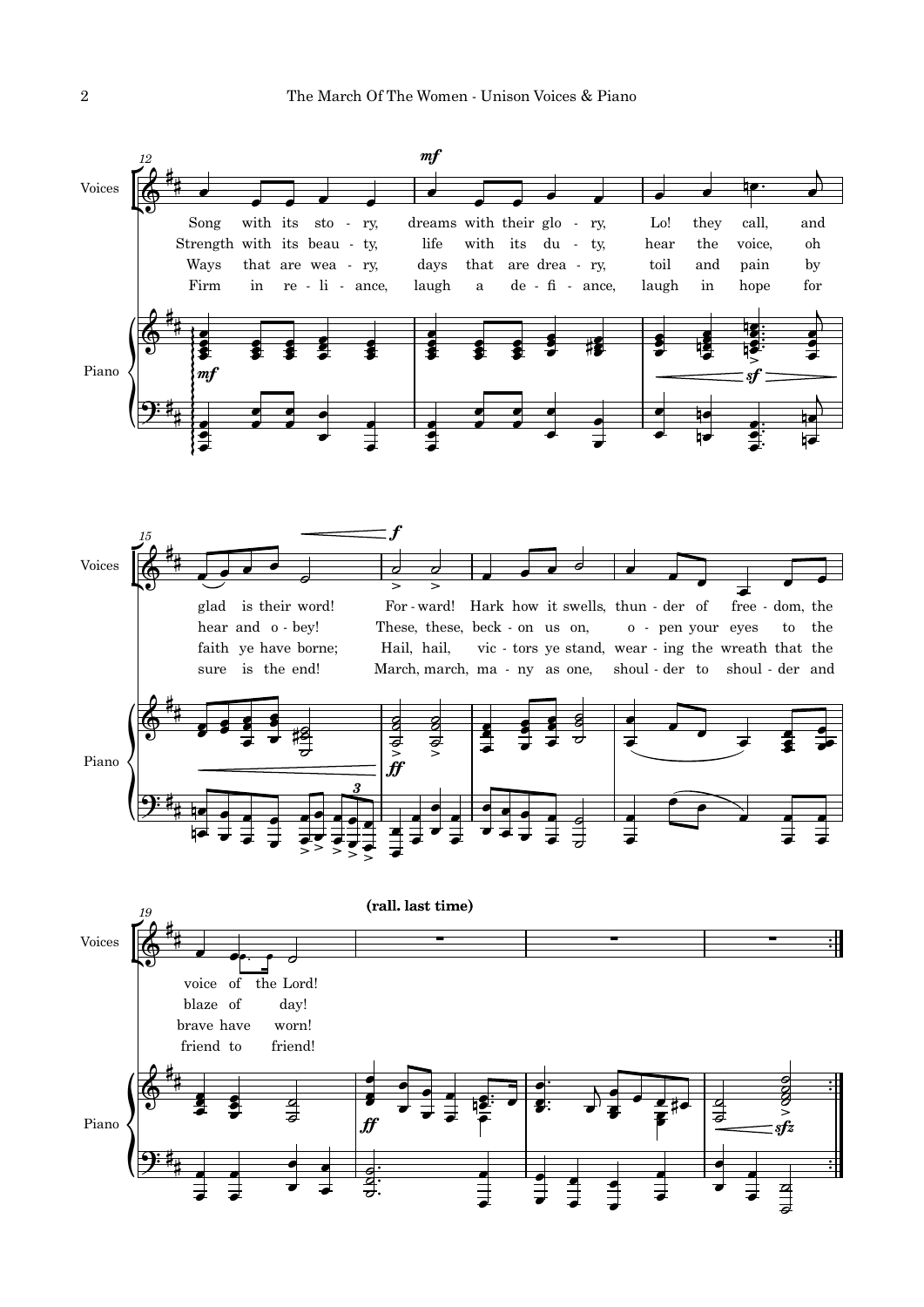Voices

Piano

*mf*

Song with its story, dreams with their glory, Lo! they call, and glad is their word! Forward! Hark how it swells, thunder of freedom, the voice of the Lord!

Strength with its beauty, life with its duty, hear the voice, oh hear and obey! These, these, beckon us on, open your eyes to the blaze of day!

Ways that are weary, days that are dreary, toil and pain by faith ye have borne; Hail, hail, victors ye stand, wearing the wreath that the brave have worn!

Firm in reliance, laugh a defiance, laugh in hope for sure is the end! March, march, many as one, shoulder to shoulder and friend to friend!

**(rall. last time)**